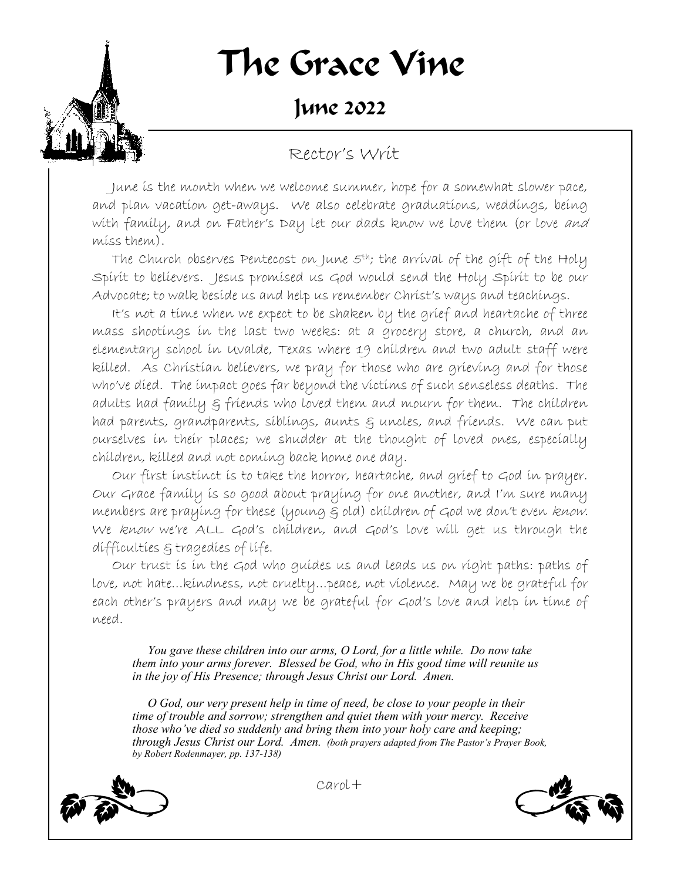# The Grace Vine

## June 2022

### Rector's Writ

June is the month when we welcome summer, hope for a somewhat slower pace, and plan vacation get-aways. We also celebrate graduations, weddings, being with family, and on Father's Day let our dads know we love them (or love *and* miss them).

The Church observes Pentecost on June 5th; the arrival of the gift of the Holy Spirit to believers. Jesus promised us God would send the Holy Spirit to be our Advocate; to walk beside us and help us remember Christ's ways and teachings.

It's not a time when we expect to be shaken by the grief and heartache of three mass shootings in the last two weeks: at a grocery store, a church, and an elementary school in Uvalde, Texas where 19 children and two adult staff were killed. As Christian believers, we pray for those who are grieving and for those who've died. The impact goes far beyond the victims of such senseless deaths. The adults had family & friends who loved them and mourn for them. The children had parents, grandparents, siblings, aunts & uncles, and friends. We can put ourselves in their places; we shudder at the thought of loved ones, especially children, killed and not coming back home one day.

Our first instinct is to take the horror, heartache, and grief to God in prayer. Our Grace family is so good about praying for one another, and I'm sure many members are praying for these (young & old) children of God we don't even *know*. We *know* we're ALL God's children, and God's love will get us through the difficulties & tragedies of life.

Our trust is in the God who guides us and leads us on right paths: paths of love, not hate…kindness, not cruelty…peace, not violence. May we be grateful for each other's prayers and may we be grateful for God's love and help in time of need.

*You gave these children into our arms, O Lord, for a little while. Do now take them into your arms forever. Blessed be God, who in His good time will reunite us in the joy of His Presence; through Jesus Christ our Lord. Amen.*

*O God, our very present help in time of need, be close to your people in their time of trouble and sorrow; strengthen and quiet them with your mercy. Receive those who've died so suddenly and bring them into your holy care and keeping; through Jesus Christ our Lord. Amen. (both prayers adapted from The Pastor's Prayer Book, by Robert Rodenmayer, pp. 137-138)*

Carol+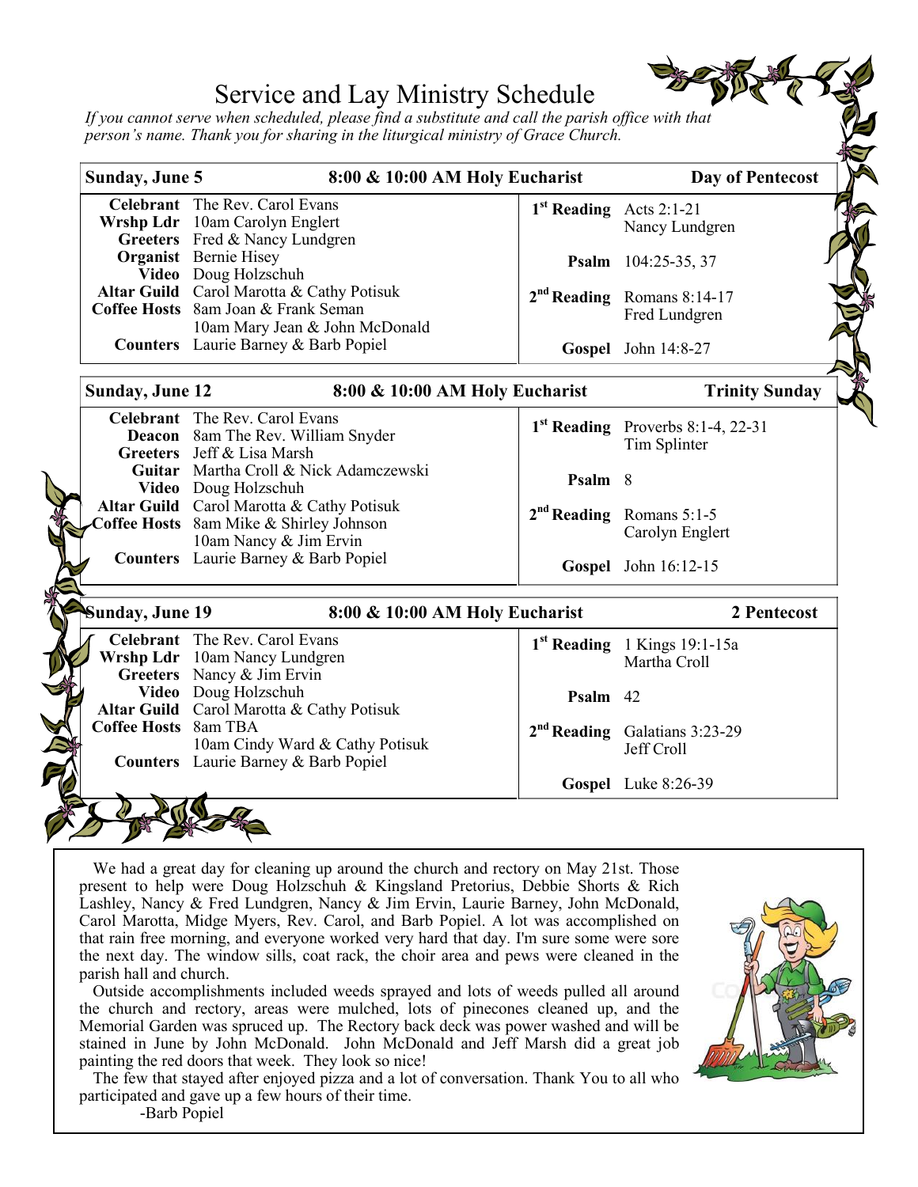# Service and Lay Ministry Schedule

*If you cannot serve when scheduled, please find a substitute and call the parish office with that person's name. Thank you for sharing in the liturgical ministry of Grace Church.*

## Sunday, June 5 — 8:00 & 10:00 AM Holy Eucharist — Day of Pentecost

**Celebrant** The Rev. Carol Evans
**Wrshp Ldr** 10am Carolyn Englert
**Greeters** Fred & Nancy Lundgren
**Organist** Bernie Hisey
**Video** Doug Holzschuh
**Altar Guild** Carol Marotta & Cathy Potisuk
**Coffee Hosts** 8am Joan & Frank Seman
10am Mary Jean & John McDonald
**Counters** Laurie Barney & Barb Popiel

**1st Reading** Acts 2:1-21
Nancy Lundgren

**Psalm** 104:25-35, 37

**2nd Reading** Romans 8:14-17
Fred Lundgren

**Gospel** John 14:8-27

## Sunday, June 12 — 8:00 & 10:00 AM Holy Eucharist — Trinity Sunday

**Celebrant** The Rev. Carol Evans
**Deacon** 8am The Rev. William Snyder
**Greeters** Jeff & Lisa Marsh
**Guitar** Martha Croll & Nick Adamczewski
**Video** Doug Holzschuh
**Altar Guild** Carol Marotta & Cathy Potisuk
**Coffee Hosts** 8am Mike & Shirley Johnson
10am Nancy & Jim Ervin
**Counters** Laurie Barney & Barb Popiel

**1st Reading** Proverbs 8:1-4, 22-31
Tim Splinter

**Psalm** 8

**2nd Reading** Romans 5:1-5
Carolyn Englert

**Gospel** John 16:12-15

## Sunday, June 19 — 8:00 & 10:00 AM Holy Eucharist — 2 Pentecost

**Celebrant** The Rev. Carol Evans
**Wrshp Ldr** 10am Nancy Lundgren
**Greeters** Nancy & Jim Ervin
**Video** Doug Holzschuh
**Altar Guild** Carol Marotta & Cathy Potisuk
**Coffee Hosts** 8am TBA
10am Cindy Ward & Cathy Potisuk
**Counters** Laurie Barney & Barb Popiel

**1st Reading** 1 Kings 19:1-15a
Martha Croll

**Psalm** 42

**2nd Reading** Galatians 3:23-29
Jeff Croll

**Gospel** Luke 8:26-39

---

We had a great day for cleaning up around the church and rectory on May 21st. Those present to help were Doug Holzschuh & Kingsland Pretorius, Debbie Shorts & Rich Lashley, Nancy & Fred Lundgren, Nancy & Jim Ervin, Laurie Barney, John McDonald, Carol Marotta, Midge Myers, Rev. Carol, and Barb Popiel. A lot was accomplished on that rain free morning, and everyone worked very hard that day. I'm sure some were sore the next day. The window sills, coat rack, the choir area and pews were cleaned in the parish hall and church.

Outside accomplishments included weeds sprayed and lots of weeds pulled all around the church and rectory, areas were mulched, lots of pinecones cleaned up, and the Memorial Garden was spruced up. The Rectory back deck was power washed and will be stained in June by John McDonald. John McDonald and Jeff Marsh did a great job painting the red doors that week. They look so nice!

The few that stayed after enjoyed pizza and a lot of conversation. Thank You to all who participated and gave up a few hours of their time.

-Barb Popiel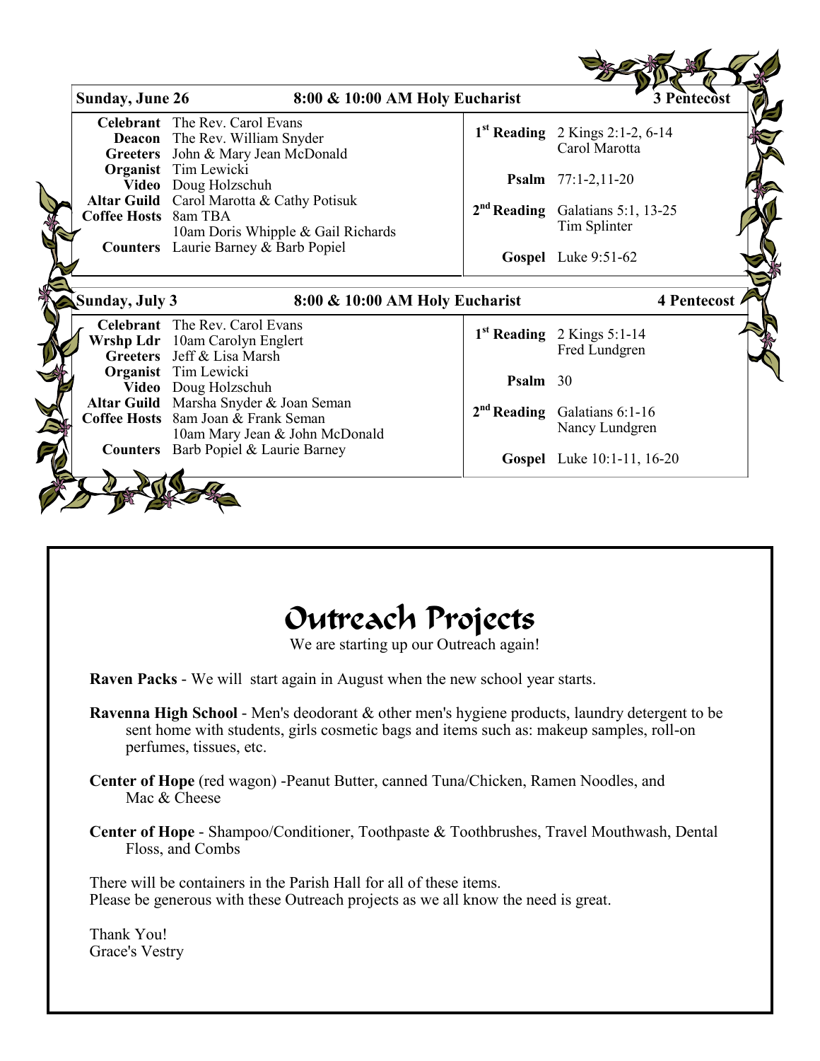**Sunday, June 26** — **8:00 & 10:00 AM Holy Eucharist** — **3 Pentecost**

| | | | |
|---|---|---|---|
| **Celebrant** | The Rev. Carol Evans | **1st Reading** | 2 Kings 2:1-2, 6-14<br>Carol Marotta |
| **Deacon** | The Rev. William Snyder | | |
| **Greeters** | John & Mary Jean McDonald | | |
| **Organist** | Tim Lewicki | **Psalm** | 77:1-2,11-20 |
| **Video** | Doug Holzschuh | | |
| **Altar Guild** | Carol Marotta & Cathy Potisuk | **2nd Reading** | Galatians 5:1, 13-25<br>Tim Splinter |
| **Coffee Hosts** | 8am TBA<br>10am Doris Whipple & Gail Richards | | |
| **Counters** | Laurie Barney & Barb Popiel | **Gospel** | Luke 9:51-62 |

**Sunday, July 3** — **8:00 & 10:00 AM Holy Eucharist** — **4 Pentecost**

| | | | |
|---|---|---|---|
| **Celebrant** | The Rev. Carol Evans | **1st Reading** | 2 Kings 5:1-14<br>Fred Lundgren |
| **Wrshp Ldr** | 10am Carolyn Englert | | |
| **Greeters** | Jeff & Lisa Marsh | | |
| **Organist** | Tim Lewicki | **Psalm** | 30 |
| **Video** | Doug Holzschuh | | |
| **Altar Guild** | Marsha Snyder & Joan Seman | **2nd Reading** | Galatians 6:1-16<br>Nancy Lundgren |
| **Coffee Hosts** | 8am Joan & Frank Seman<br>10am Mary Jean & John McDonald | | |
| **Counters** | Barb Popiel & Laurie Barney | **Gospel** | Luke 10:1-11, 16-20 |

# Outreach Projects

We are starting up our Outreach again!

**Raven Packs** - We will start again in August when the new school year starts.

**Ravenna High School** - Men's deodorant & other men's hygiene products, laundry detergent to be sent home with students, girls cosmetic bags and items such as: makeup samples, roll-on perfumes, tissues, etc.

**Center of Hope** (red wagon) -Peanut Butter, canned Tuna/Chicken, Ramen Noodles, and Mac & Cheese

**Center of Hope** - Shampoo/Conditioner, Toothpaste & Toothbrushes, Travel Mouthwash, Dental Floss, and Combs

There will be containers in the Parish Hall for all of these items.
Please be generous with these Outreach projects as we all know the need is great.

Thank You!
Grace's Vestry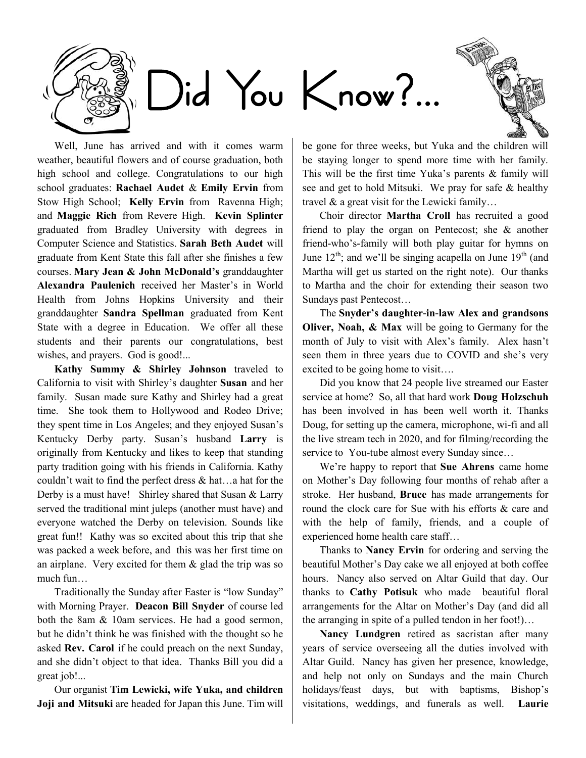# Did You Know?...

Well, June has arrived and with it comes warm weather, beautiful flowers and of course graduation, both high school and college. Congratulations to our high school graduates: **Rachael Audet** & **Emily Ervin** from Stow High School; **Kelly Ervin** from Ravenna High; and **Maggie Rich** from Revere High. **Kevin Splinter** graduated from Bradley University with degrees in Computer Science and Statistics. **Sarah Beth Audet** will graduate from Kent State this fall after she finishes a few courses. **Mary Jean & John McDonald's** granddaughter **Alexandra Paulenich** received her Master's in World Health from Johns Hopkins University and their granddaughter **Sandra Spellman** graduated from Kent State with a degree in Education. We offer all these students and their parents our congratulations, best wishes, and prayers. God is good!...

**Kathy Summy & Shirley Johnson** traveled to California to visit with Shirley's daughter **Susan** and her family. Susan made sure Kathy and Shirley had a great time. She took them to Hollywood and Rodeo Drive; they spent time in Los Angeles; and they enjoyed Susan's Kentucky Derby party. Susan's husband **Larry** is originally from Kentucky and likes to keep that standing party tradition going with his friends in California. Kathy couldn't wait to find the perfect dress & hat…a hat for the Derby is a must have! Shirley shared that Susan & Larry served the traditional mint juleps (another must have) and everyone watched the Derby on television. Sounds like great fun!! Kathy was so excited about this trip that she was packed a week before, and this was her first time on an airplane. Very excited for them & glad the trip was so much fun…

Traditionally the Sunday after Easter is "low Sunday" with Morning Prayer. **Deacon Bill Snyder** of course led both the 8am & 10am services. He had a good sermon, but he didn't think he was finished with the thought so he asked **Rev. Carol** if he could preach on the next Sunday, and she didn't object to that idea. Thanks Bill you did a great job!...

Our organist **Tim Lewicki, wife Yuka, and children Joji and Mitsuki** are headed for Japan this June. Tim will be gone for three weeks, but Yuka and the children will be staying longer to spend more time with her family. This will be the first time Yuka's parents & family will see and get to hold Mitsuki. We pray for safe & healthy travel & a great visit for the Lewicki family…

Choir director **Martha Croll** has recruited a good friend to play the organ on Pentecost; she & another friend-who's-family will both play guitar for hymns on June 12th; and we'll be singing acapella on June 19th (and Martha will get us started on the right note). Our thanks to Martha and the choir for extending their season two Sundays past Pentecost…

The **Snyder's daughter-in-law Alex and grandsons Oliver, Noah, & Max** will be going to Germany for the month of July to visit with Alex's family. Alex hasn't seen them in three years due to COVID and she's very excited to be going home to visit….

Did you know that 24 people live streamed our Easter service at home? So, all that hard work **Doug Holzschuh** has been involved in has been well worth it. Thanks Doug, for setting up the camera, microphone, wi-fi and all the live stream tech in 2020, and for filming/recording the service to You-tube almost every Sunday since…

We're happy to report that **Sue Ahrens** came home on Mother's Day following four months of rehab after a stroke. Her husband, **Bruce** has made arrangements for round the clock care for Sue with his efforts & care and with the help of family, friends, and a couple of experienced home health care staff…

Thanks to **Nancy Ervin** for ordering and serving the beautiful Mother's Day cake we all enjoyed at both coffee hours. Nancy also served on Altar Guild that day. Our thanks to **Cathy Potisuk** who made beautiful floral arrangements for the Altar on Mother's Day (and did all the arranging in spite of a pulled tendon in her foot!)…

**Nancy Lundgren** retired as sacristan after many years of service overseeing all the duties involved with Altar Guild. Nancy has given her presence, knowledge, and help not only on Sundays and the main Church holidays/feast days, but with baptisms, Bishop's visitations, weddings, and funerals as well. **Laurie**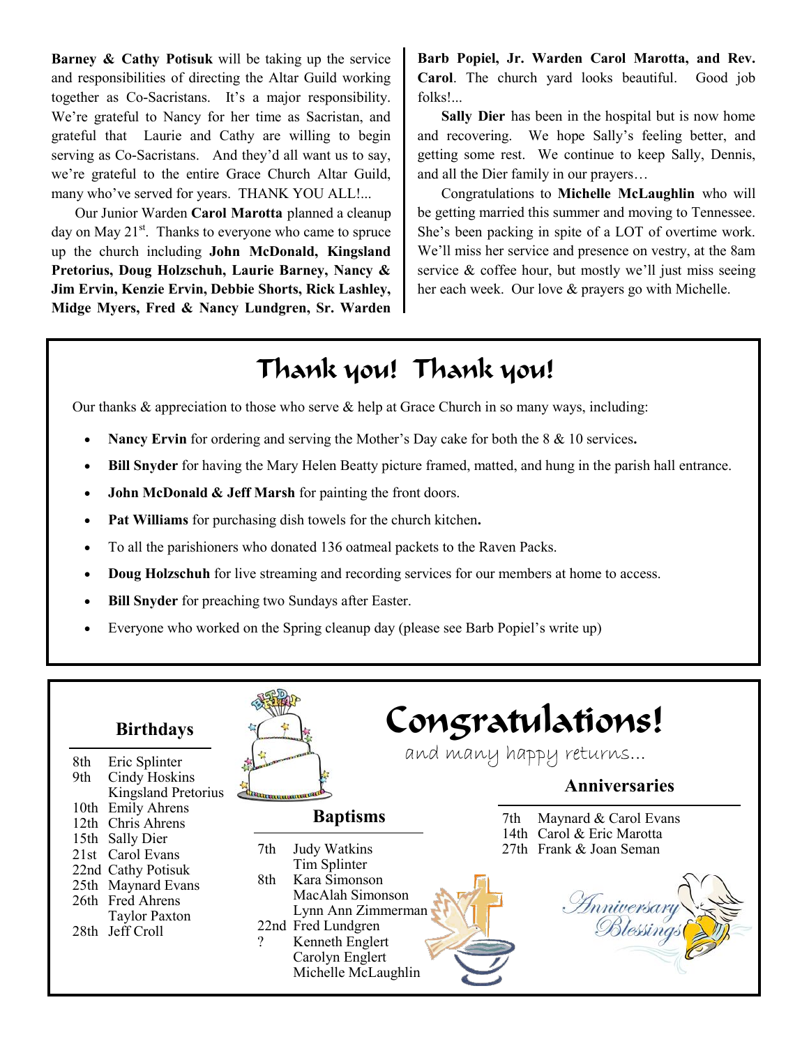**Barney & Cathy Potisuk** will be taking up the service and responsibilities of directing the Altar Guild working together as Co-Sacristans. It's a major responsibility. We're grateful to Nancy for her time as Sacristan, and grateful that Laurie and Cathy are willing to begin serving as Co-Sacristans. And they'd all want us to say, we're grateful to the entire Grace Church Altar Guild, many who've served for years. THANK YOU ALL!...

Our Junior Warden **Carol Marotta** planned a cleanup day on May 21st. Thanks to everyone who came to spruce up the church including **John McDonald, Kingsland Pretorius, Doug Holzschuh, Laurie Barney, Nancy & Jim Ervin, Kenzie Ervin, Debbie Shorts, Rick Lashley, Midge Myers, Fred & Nancy Lundgren, Sr. Warden Barb Popiel, Jr. Warden Carol Marotta, and Rev. Carol**. The church yard looks beautiful. Good job folks!...

**Sally Dier** has been in the hospital but is now home and recovering. We hope Sally's feeling better, and getting some rest. We continue to keep Sally, Dennis, and all the Dier family in our prayers…

Congratulations to **Michelle McLaughlin** who will be getting married this summer and moving to Tennessee. She's been packing in spite of a LOT of overtime work. We'll miss her service and presence on vestry, at the 8am service & coffee hour, but mostly we'll just miss seeing her each week. Our love & prayers go with Michelle.

## Thank you! Thank you!

Our thanks & appreciation to those who serve & help at Grace Church in so many ways, including:

- **Nancy Ervin** for ordering and serving the Mother's Day cake for both the 8 & 10 services.
- **Bill Snyder** for having the Mary Helen Beatty picture framed, matted, and hung in the parish hall entrance.
- **John McDonald & Jeff Marsh** for painting the front doors.
- **Pat Williams** for purchasing dish towels for the church kitchen.
- To all the parishioners who donated 136 oatmeal packets to the Raven Packs.
- **Doug Holzschuh** for live streaming and recording services for our members at home to access.
- **Bill Snyder** for preaching two Sundays after Easter.
- Everyone who worked on the Spring cleanup day (please see Barb Popiel's write up)

## Congratulations!

and many happy returns…

### Birthdays

| | |
|---|---|
| 8th | Eric Splinter |
| 9th | Cindy Hoskins |
| | Kingsland Pretorius |
| 10th | Emily Ahrens |
| 12th | Chris Ahrens |
| 15th | Sally Dier |
| 21st | Carol Evans |
| 22nd | Cathy Potisuk |
| 25th | Maynard Evans |
| 26th | Fred Ahrens |
| | Taylor Paxton |
| 28th | Jeff Croll |

### Baptisms

| | |
|---|---|
| 7th | Judy Watkins |
| | Tim Splinter |
| 8th | Kara Simonson |
| | MacAlah Simonson |
| | Lynn Ann Zimmerman |
| 22nd | Fred Lundgren |
| ? | Kenneth Englert |
| | Carolyn Englert |
| | Michelle McLaughlin |

### Anniversaries

| | |
|---|---|
| 7th | Maynard & Carol Evans |
| 14th | Carol & Eric Marotta |
| 27th | Frank & Joan Seman |

Anniversary Blessings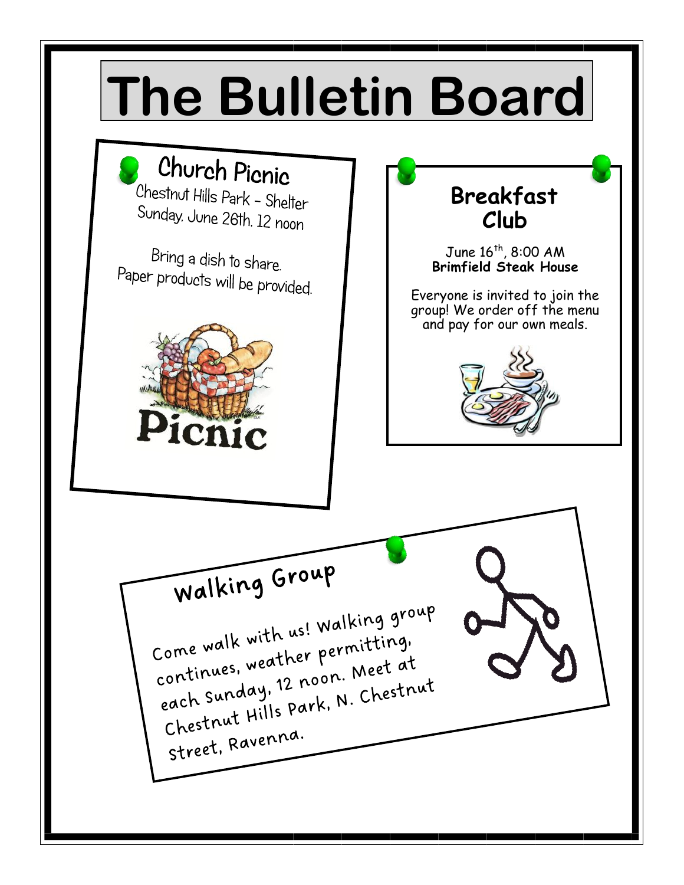# The Bulletin Board

## Church Picnic

Chestnut Hills Park - Shelter
Sunday, June 26th, 12 noon

Bring a dish to share.
Paper products will be provided.

Picnic

## Breakfast Club

June 16th, 8:00 AM
**Brimfield Steak House**

Everyone is invited to join the group! We order off the menu and pay for our own meals.

## Walking Group

Come walk with us! Walking group continues, weather permitting, each Sunday, 12 noon. Meet at Chestnut Hills Park, N. Chestnut Street, Ravenna.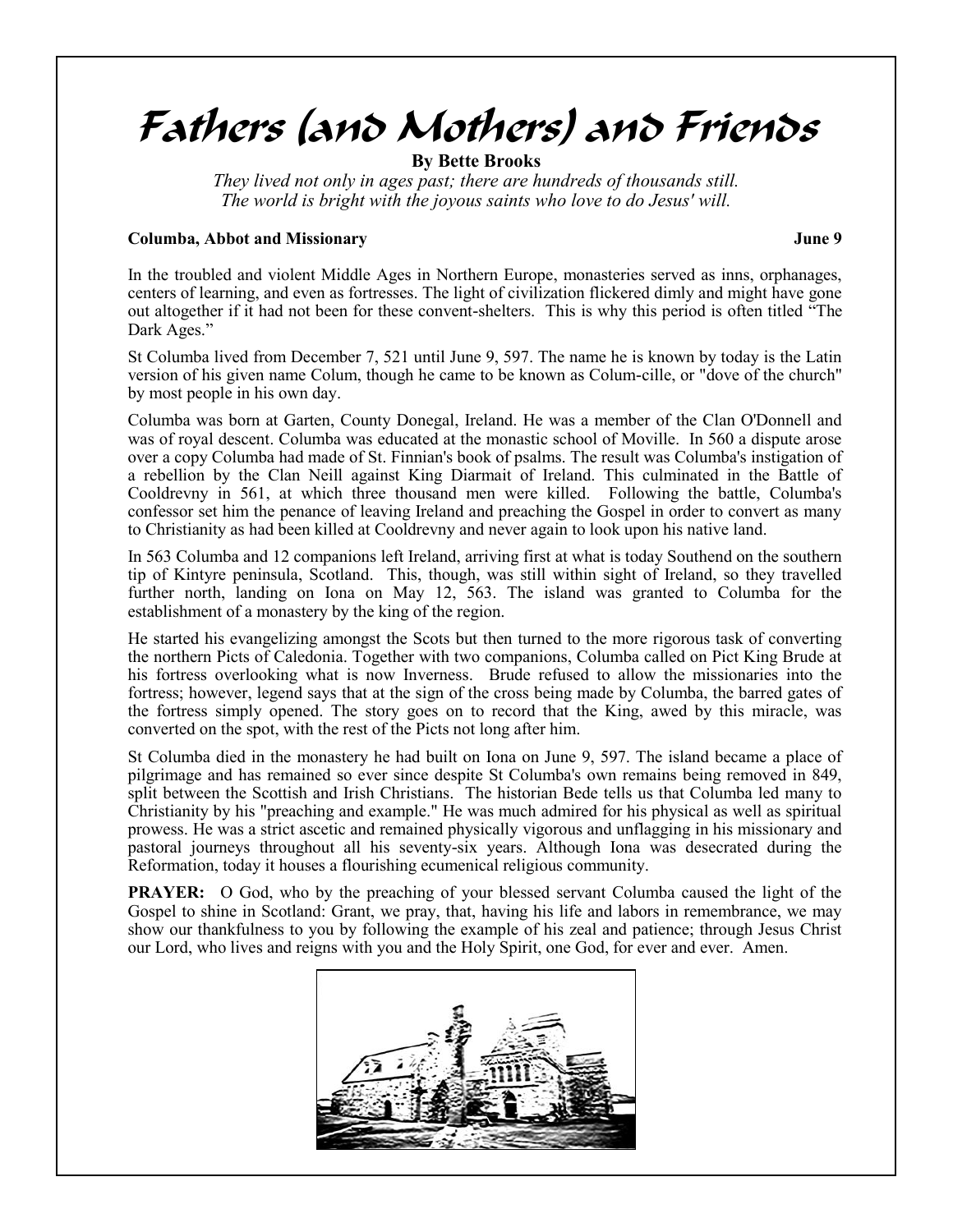# Fathers (and Mothers) and Friends

**By Bette Brooks**

*They lived not only in ages past; there are hundreds of thousands still.*
*The world is bright with the joyous saints who love to do Jesus' will.*

**Columba, Abbot and Missionary** **June 9**

In the troubled and violent Middle Ages in Northern Europe, monasteries served as inns, orphanages, centers of learning, and even as fortresses. The light of civilization flickered dimly and might have gone out altogether if it had not been for these convent-shelters. This is why this period is often titled "The Dark Ages."

St Columba lived from December 7, 521 until June 9, 597. The name he is known by today is the Latin version of his given name Colum, though he came to be known as Colum-cille, or "dove of the church" by most people in his own day.

Columba was born at Garten, County Donegal, Ireland. He was a member of the Clan O'Donnell and was of royal descent. Columba was educated at the monastic school of Moville. In 560 a dispute arose over a copy Columba had made of St. Finnian's book of psalms. The result was Columba's instigation of a rebellion by the Clan Neill against King Diarmait of Ireland. This culminated in the Battle of Cooldrevny in 561, at which three thousand men were killed. Following the battle, Columba's confessor set him the penance of leaving Ireland and preaching the Gospel in order to convert as many to Christianity as had been killed at Cooldrevny and never again to look upon his native land.

In 563 Columba and 12 companions left Ireland, arriving first at what is today Southend on the southern tip of Kintyre peninsula, Scotland. This, though, was still within sight of Ireland, so they travelled further north, landing on Iona on May 12, 563. The island was granted to Columba for the establishment of a monastery by the king of the region.

He started his evangelizing amongst the Scots but then turned to the more rigorous task of converting the northern Picts of Caledonia. Together with two companions, Columba called on Pict King Brude at his fortress overlooking what is now Inverness. Brude refused to allow the missionaries into the fortress; however, legend says that at the sign of the cross being made by Columba, the barred gates of the fortress simply opened. The story goes on to record that the King, awed by this miracle, was converted on the spot, with the rest of the Picts not long after him.

St Columba died in the monastery he had built on Iona on June 9, 597. The island became a place of pilgrimage and has remained so ever since despite St Columba's own remains being removed in 849, split between the Scottish and Irish Christians. The historian Bede tells us that Columba led many to Christianity by his "preaching and example." He was much admired for his physical as well as spiritual prowess. He was a strict ascetic and remained physically vigorous and unflagging in his missionary and pastoral journeys throughout all his seventy-six years. Although Iona was desecrated during the Reformation, today it houses a flourishing ecumenical religious community.

**PRAYER:** O God, who by the preaching of your blessed servant Columba caused the light of the Gospel to shine in Scotland: Grant, we pray, that, having his life and labors in remembrance, we may show our thankfulness to you by following the example of his zeal and patience; through Jesus Christ our Lord, who lives and reigns with you and the Holy Spirit, one God, for ever and ever. Amen.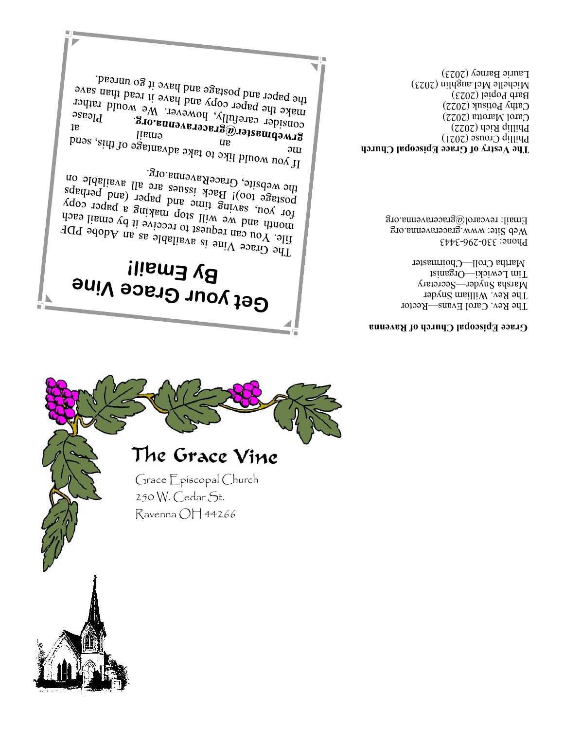Grace Episcopal Church of Ravenna

The Rev. Carol Evans—Rector
The Rev. William Snyder
Marsha Snyder—Secretary
Tim Lewicki—Organist
Martha Croll—Choirmaster

Phone: 330-296-3443
Web Site: www.graceravenna.org
Email: revcarol@graceravenna.org

**The Vestry of Grace Episcopal Church**

Phillip Crouse (2021)
Phillip Rich (2022)
Carol Marotta (2022)
Cathy Potisuk (2022)
Barb Popiel (2023)
Michelle McLaughlin (2023)
Laurie Barney (2023)

## Get your Grace Vine By Email!

The Grace Vine is available as an Adobe PDF file. You can request to receive it by email each month and we will stop making a paper copy for you, saving time and paper (and perhaps postage too)! Back issues are all available on the website, GraceRavenna.org.

If you would like to take advantage of this, send me an email at **grwebmaster@graceravenna.org**. Please consider carefully, however. We would rather make the paper copy and have it read than save the paper and postage and have it go unread.

# The Grace Vine

Grace Episcopal Church
250 W. Cedar St.
Ravenna OH 44266